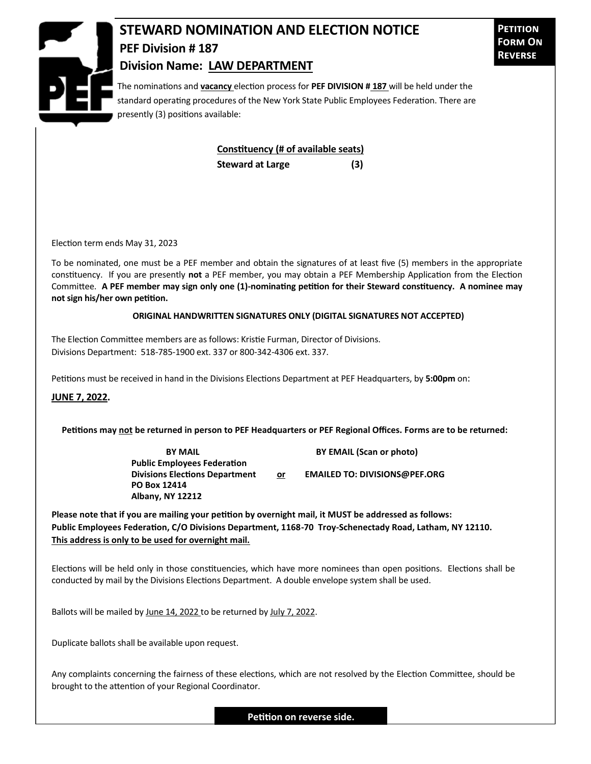# STEWARD NOMINATION AND ELECTION NOTICE

## PEF Division # 187

## Division Name: LAW DEPARTMENT

**PETITION FORM ON REVERSE**

The nominations and **vacancy** election process for **PEF DIVISION # 187** will be held under the standard operating procedures of the New York State Public Employees Federation. There are presently (3) positions available:

| Constituency | (# of available seats) |
| --- | --- |
| **Steward at Large** | **(3)** |

Election term ends May 31, 2023

To be nominated, one must be a PEF member and obtain the signatures of at least five (5) members in the appropriate constituency. If you are presently **not** a PEF member, you may obtain a PEF Membership Application from the Election Committee. **A PEF member may sign only one (1)-nominating petition for their Steward constituency. A nominee may not sign his/her own petition.**

**ORIGINAL HANDWRITTEN SIGNATURES ONLY (DIGITAL SIGNATURES NOT ACCEPTED)**

The Election Committee members are as follows: Kristie Furman, Director of Divisions.
Divisions Department: 518-785-1900 ext. 337 or 800-342-4306 ext. 337.

Petitions must be received in hand in the Divisions Elections Department at PEF Headquarters, by **5:00pm** on:

**JUNE 7, 2022.**

**Petitions may not be returned in person to PEF Headquarters or PEF Regional Offices. Forms are to be returned:**

**BY MAIL**
**Public Employees Federation**
**Divisions Elections Department**
**PO Box 12414**
**Albany, NY 12212**

**or**

**BY EMAIL (Scan or photo)**
**EMAILED TO: DIVISIONS@PEF.ORG**

**Please note that if you are mailing your petition by overnight mail, it MUST be addressed as follows:**
**Public Employees Federation, C/O Divisions Department, 1168-70 Troy-Schenectady Road, Latham, NY 12110.**
**This address is only to be used for overnight mail.**

Elections will be held only in those constituencies, which have more nominees than open positions. Elections shall be conducted by mail by the Divisions Elections Department. A double envelope system shall be used.

Ballots will be mailed by June 14, 2022 to be returned by July 7, 2022.

Duplicate ballots shall be available upon request.

Any complaints concerning the fairness of these elections, which are not resolved by the Election Committee, should be brought to the attention of your Regional Coordinator.

**Petition on reverse side.**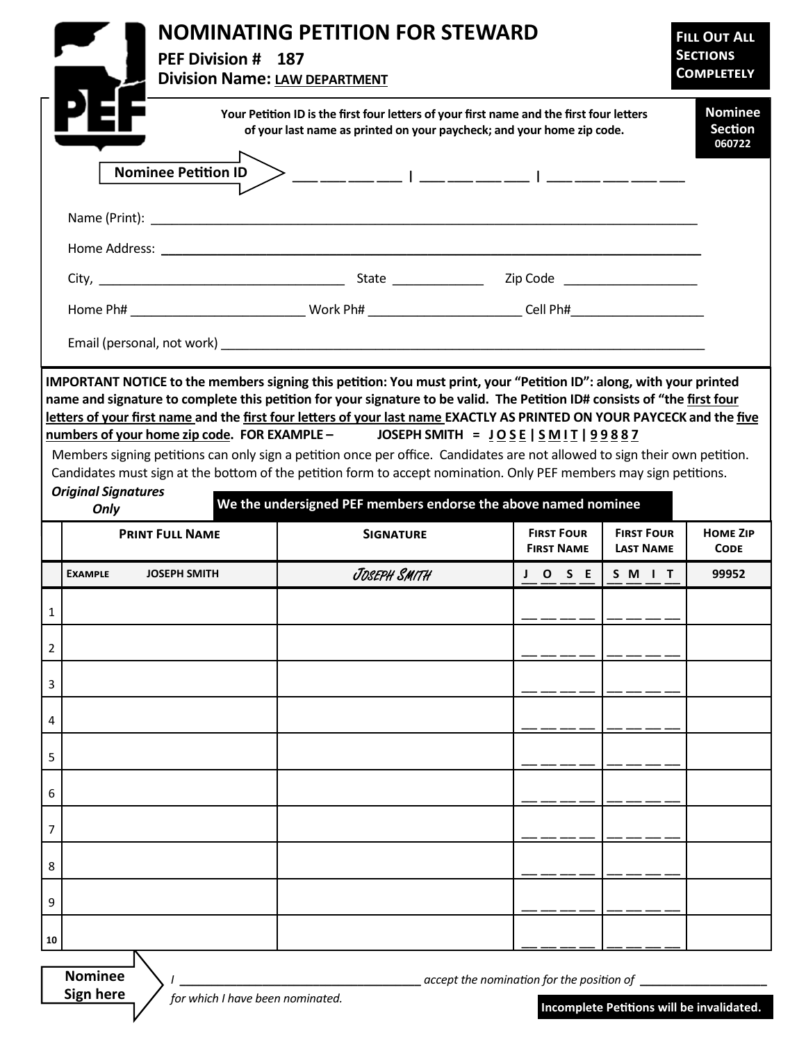# NOMINATING PETITION FOR STEWARD

**PEF Division # 187**
**Division Name: LAW DEPARTMENT**

**FILL OUT ALL SECTIONS COMPLETELY**

**Nominee Section**
**060722**

**Your Petition ID is the first four letters of your first name and the first four letters of your last name as printed on your paycheck; and your home zip code.**

**Nominee Petition ID** ___ ___ ___ ___ | ___ ___ ___ ___ | ___ ___ ___ ___ ___

Name (Print): ______________________________________________

Home Address: ______________________________________________

City, ______________________ State ____________ Zip Code ______________

Home Ph# ____________________ Work Ph# ____________________ Cell Ph# ____________________

Email (personal, not work) ______________________________________________

**IMPORTANT NOTICE to the members signing this petition: You must print, your "Petition ID": along, with your printed name and signature to complete this petition for your signature to be valid. The Petition ID# consists of "the first four letters of your first name and the first four letters of your last name EXACTLY AS PRINTED ON YOUR PAYCECK and the five numbers of your home zip code. FOR EXAMPLE – JOSEPH SMITH = J O S E | S M I T | 9 9 8 8 7**

Members signing petitions can only sign a petition once per office. Candidates are not allowed to sign their own petition. Candidates must sign at the bottom of the petition form to accept nomination. Only PEF members may sign petitions.

***Original Signatures Only***

**We the undersigned PEF members endorse the above named nominee**

| | Print Full Name | Signature | First Four First Name | First Four Last Name | Home Zip Code |
|---|---|---|---|---|---|
| | EXAMPLE JOSEPH SMITH | *Joseph Smith* | J O S E | S M I T | 99952 |
| 1 | | | __ __ __ __ | __ __ __ __ | |
| 2 | | | __ __ __ __ | __ __ __ __ | |
| 3 | | | __ __ __ __ | __ __ __ __ | |
| 4 | | | __ __ __ __ | __ __ __ __ | |
| 5 | | | __ __ __ __ | __ __ __ __ | |
| 6 | | | __ __ __ __ | __ __ __ __ | |
| 7 | | | __ __ __ __ | __ __ __ __ | |
| 8 | | | __ __ __ __ | __ __ __ __ | |
| 9 | | | __ __ __ __ | __ __ __ __ | |
| 10 | | | __ __ __ __ | __ __ __ __ | |

**Nominee Sign here**

*I ______________________________ accept the nomination for the position of ________________ for which I have been nominated.*

**Incomplete Petitions will be invalidated.**